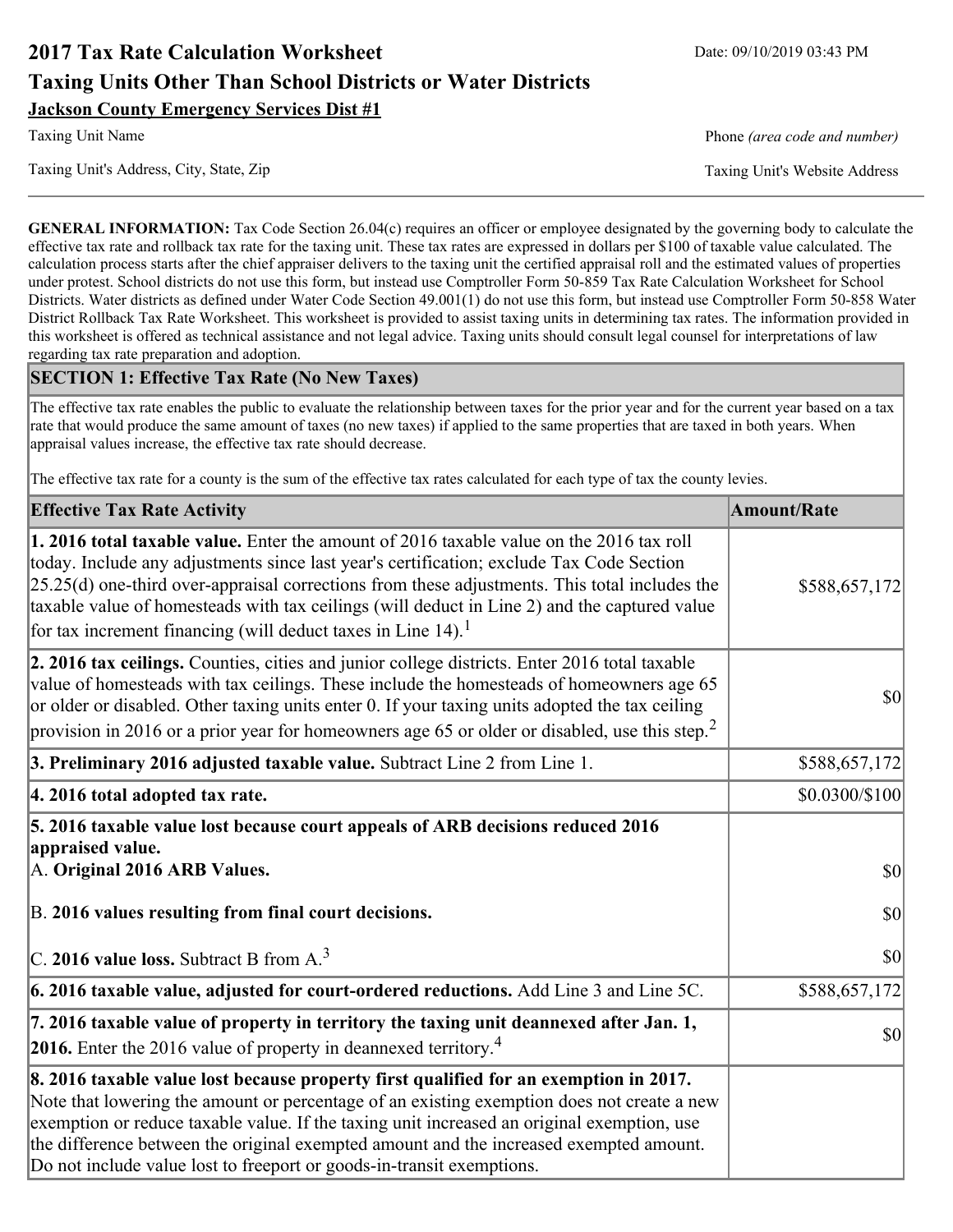# 2017 Tax Rate Calculation Worksheet

Date: 09/10/2019 03:43 PM

## Taxing Units Other Than School Districts or Water Districts

**Jackson County Emergency Services Dist #1**

Taxing Unit Name | Phone *(area code and number)*

Taxing Unit's Address, City, State, Zip | Taxing Unit's Website Address

**GENERAL INFORMATION:** Tax Code Section 26.04(c) requires an officer or employee designated by the governing body to calculate the effective tax rate and rollback tax rate for the taxing unit. These tax rates are expressed in dollars per $100 of taxable value calculated. The calculation process starts after the chief appraiser delivers to the taxing unit the certified appraisal roll and the estimated values of properties under protest. School districts do not use this form, but instead use Comptroller Form 50-859 Tax Rate Calculation Worksheet for School Districts. Water districts as defined under Water Code Section 49.001(1) do not use this form, but instead use Comptroller Form 50-858 Water District Rollback Tax Rate Worksheet. This worksheet is provided to assist taxing units in determining tax rates. The information provided in this worksheet is offered as technical assistance and not legal advice. Taxing units should consult legal counsel for interpretations of law regarding tax rate preparation and adoption.

### SECTION 1: Effective Tax Rate (No New Taxes)

The effective tax rate enables the public to evaluate the relationship between taxes for the prior year and for the current year based on a tax rate that would produce the same amount of taxes (no new taxes) if applied to the same properties that are taxed in both years. When appraisal values increase, the effective tax rate should decrease.

The effective tax rate for a county is the sum of the effective tax rates calculated for each type of tax the county levies.

| Effective Tax Rate Activity | Amount/Rate |
|---|---|
| **1. 2016 total taxable value.** Enter the amount of 2016 taxable value on the 2016 tax roll today. Include any adjustments since last year's certification; exclude Tax Code Section 25.25(d) one-third over-appraisal corrections from these adjustments. This total includes the taxable value of homesteads with tax ceilings (will deduct in Line 2) and the captured value for tax increment financing (will deduct taxes in Line 14).[1] | $588,657,172 |
| **2. 2016 tax ceilings.** Counties, cities and junior college districts. Enter 2016 total taxable value of homesteads with tax ceilings. These include the homesteads of homeowners age 65 or older or disabled. Other taxing units enter 0. If your taxing units adopted the tax ceiling provision in 2016 or a prior year for homeowners age 65 or older or disabled, use this step.[2] | $0 |
| **3. Preliminary 2016 adjusted taxable value.** Subtract Line 2 from Line 1. | $588,657,172 |
| **4. 2016 total adopted tax rate.** | $0.0300/$100 |
| **5. 2016 taxable value lost because court appeals of ARB decisions reduced 2016 appraised value.** | |
| A. **Original 2016 ARB Values.** | $0 |
| B. **2016 values resulting from final court decisions.** | $0 |
| C. **2016 value loss.** Subtract B from A.[3] | $0 |
| **6. 2016 taxable value, adjusted for court-ordered reductions.** Add Line 3 and Line 5C. | $588,657,172 |
| **7. 2016 taxable value of property in territory the taxing unit deannexed after Jan. 1, 2016.** Enter the 2016 value of property in deannexed territory.[4] | $0 |
| **8. 2016 taxable value lost because property first qualified for an exemption in 2017.** Note that lowering the amount or percentage of an existing exemption does not create a new exemption or reduce taxable value. If the taxing unit increased an original exemption, use the difference between the original exempted amount and the increased exempted amount. Do not include value lost to freeport or goods-in-transit exemptions. | |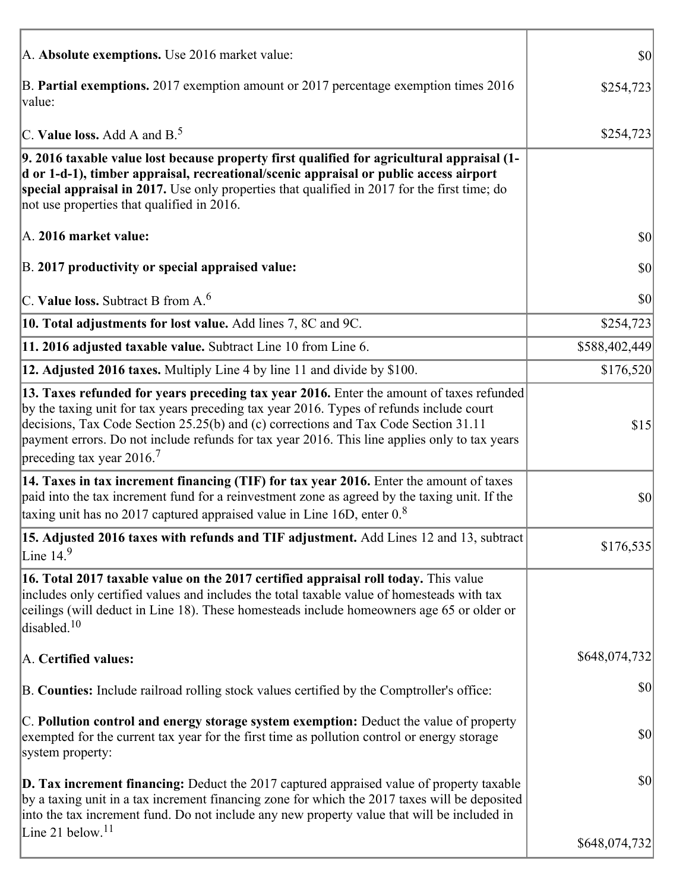| | |
|---|---|
| A. **Absolute exemptions.** Use 2016 market value: | $0 |
| B. **Partial exemptions.** 2017 exemption amount or 2017 percentage exemption times 2016 value: | $254,723 |
| C. **Value loss.** Add A and B.[5] | $254,723 |
| **9. 2016 taxable value lost because property first qualified for agricultural appraisal (1-d or 1-d-1), timber appraisal, recreational/scenic appraisal or public access airport special appraisal in 2017.** Use only properties that qualified in 2017 for the first time; do not use properties that qualified in 2016. | |
| A. **2016 market value:** | $0 |
| B. **2017 productivity or special appraised value:** | $0 |
| C. **Value loss.** Subtract B from A.[6] | $0 |
| **10. Total adjustments for lost value.** Add lines 7, 8C and 9C. | $254,723 |
| **11. 2016 adjusted taxable value.** Subtract Line 10 from Line 6. | $588,402,449 |
| **12. Adjusted 2016 taxes.** Multiply Line 4 by line 11 and divide by $100. | $176,520 |
| **13. Taxes refunded for years preceding tax year 2016.** Enter the amount of taxes refunded by the taxing unit for tax years preceding tax year 2016. Types of refunds include court decisions, Tax Code Section 25.25(b) and (c) corrections and Tax Code Section 31.11 payment errors. Do not include refunds for tax year 2016. This line applies only to tax years preceding tax year 2016.[7] | $15 |
| **14. Taxes in tax increment financing (TIF) for tax year 2016.** Enter the amount of taxes paid into the tax increment fund for a reinvestment zone as agreed by the taxing unit. If the taxing unit has no 2017 captured appraised value in Line 16D, enter 0.[8] | $0 |
| **15. Adjusted 2016 taxes with refunds and TIF adjustment.** Add Lines 12 and 13, subtract Line 14.[9] | $176,535 |
| **16. Total 2017 taxable value on the 2017 certified appraisal roll today.** This value includes only certified values and includes the total taxable value of homesteads with tax ceilings (will deduct in Line 18). These homesteads include homeowners age 65 or older or disabled.[10] | |
| A. **Certified values:** | $648,074,732 |
| B. **Counties:** Include railroad rolling stock values certified by the Comptroller's office: | $0 |
| C. **Pollution control and energy storage system exemption:** Deduct the value of property exempted for the current tax year for the first time as pollution control or energy storage system property: | $0 |
| **D. Tax increment financing:** Deduct the 2017 captured appraised value of property taxable by a taxing unit in a tax increment financing zone for which the 2017 taxes will be deposited into the tax increment fund. Do not include any new property value that will be included in Line 21 below.[11] | $0<br><br>$648,074,732 |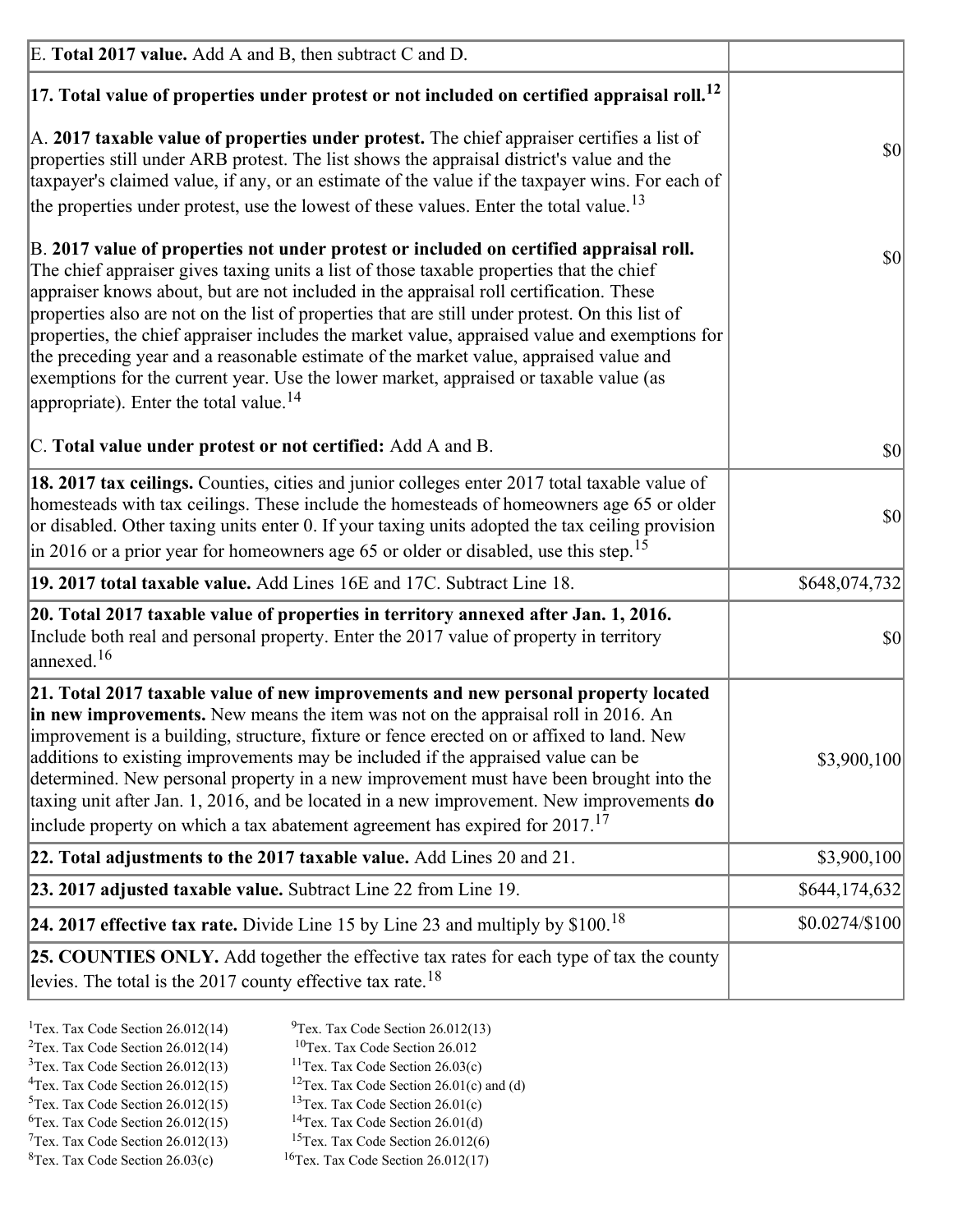| | |
|---|---|
| E. **Total 2017 value.** Add A and B, then subtract C and D. | |
| **17. Total value of properties under protest or not included on certified appraisal roll.**[12]<br><br>A. **2017 taxable value of properties under protest.** The chief appraiser certifies a list of properties still under ARB protest. The list shows the appraisal district's value and the taxpayer's claimed value, if any, or an estimate of the value if the taxpayer wins. For each of the properties under protest, use the lowest of these values. Enter the total value.[13] | $0 |
| B. **2017 value of properties not under protest or included on certified appraisal roll.** The chief appraiser gives taxing units a list of those taxable properties that the chief appraiser knows about, but are not included in the appraisal roll certification. These properties also are not on the list of properties that are still under protest. On this list of properties, the chief appraiser includes the market value, appraised value and exemptions for the preceding year and a reasonable estimate of the market value, appraised value and exemptions for the current year. Use the lower market, appraised or taxable value (as appropriate). Enter the total value.[14] | $0 |
| C. **Total value under protest or not certified:** Add A and B. | $0 |
| **18. 2017 tax ceilings.** Counties, cities and junior colleges enter 2017 total taxable value of homesteads with tax ceilings. These include the homesteads of homeowners age 65 or older or disabled. Other taxing units enter 0. If your taxing units adopted the tax ceiling provision in 2016 or a prior year for homeowners age 65 or older or disabled, use this step.[15] | $0 |
| **19. 2017 total taxable value.** Add Lines 16E and 17C. Subtract Line 18. | $648,074,732 |
| **20. Total 2017 taxable value of properties in territory annexed after Jan. 1, 2016.** Include both real and personal property. Enter the 2017 value of property in territory annexed.[16] | $0 |
| **21. Total 2017 taxable value of new improvements and new personal property located in new improvements.** New means the item was not on the appraisal roll in 2016. An improvement is a building, structure, fixture or fence erected on or affixed to land. New additions to existing improvements may be included if the appraised value can be determined. New personal property in a new improvement must have been brought into the taxing unit after Jan. 1, 2016, and be located in a new improvement. New improvements **do** include property on which a tax abatement agreement has expired for 2017.[17] | $3,900,100 |
| **22. Total adjustments to the 2017 taxable value.** Add Lines 20 and 21. | $3,900,100 |
| **23. 2017 adjusted taxable value.** Subtract Line 22 from Line 19. | $644,174,632 |
| **24. 2017 effective tax rate.** Divide Line 15 by Line 23 and multiply by $100.[18] | $0.0274/$100 |
| **25. COUNTIES ONLY.** Add together the effective tax rates for each type of tax the county levies. The total is the 2017 county effective tax rate.[18] | |

[1]Tex. Tax Code Section 26.012(14)
[2]Tex. Tax Code Section 26.012(14)
[3]Tex. Tax Code Section 26.012(13)
[4]Tex. Tax Code Section 26.012(15)
[5]Tex. Tax Code Section 26.012(15)
[6]Tex. Tax Code Section 26.012(15)
[7]Tex. Tax Code Section 26.012(13)
[8]Tex. Tax Code Section 26.03(c)
[9]Tex. Tax Code Section 26.012(13)
[10]Tex. Tax Code Section 26.012
[11]Tex. Tax Code Section 26.03(c)
[12]Tex. Tax Code Section 26.01(c) and (d)
[13]Tex. Tax Code Section 26.01(c)
[14]Tex. Tax Code Section 26.01(d)
[15]Tex. Tax Code Section 26.012(6)
[16]Tex. Tax Code Section 26.012(17)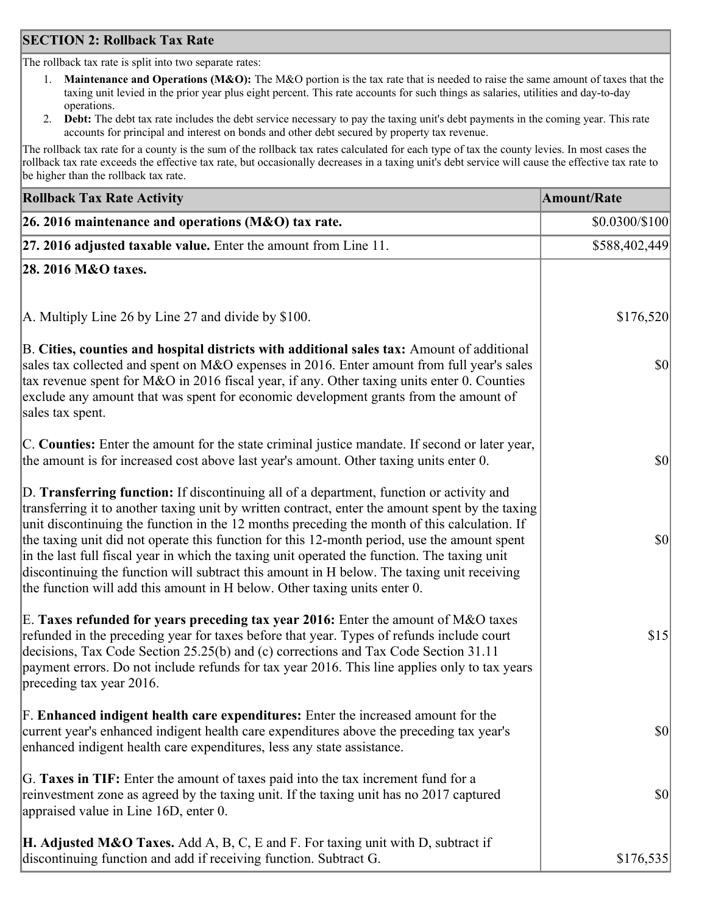## SECTION 2: Rollback Tax Rate

The rollback tax rate is split into two separate rates:

1. **Maintenance and Operations (M&O):** The M&O portion is the tax rate that is needed to raise the same amount of taxes that the taxing unit levied in the prior year plus eight percent. This rate accounts for such things as salaries, utilities and day-to-day operations.
2. **Debt:** The debt tax rate includes the debt service necessary to pay the taxing unit's debt payments in the coming year. This rate accounts for principal and interest on bonds and other debt secured by property tax revenue.

The rollback tax rate for a county is the sum of the rollback tax rates calculated for each type of tax the county levies. In most cases the rollback tax rate exceeds the effective tax rate, but occasionally decreases in a taxing unit's debt service will cause the effective tax rate to be higher than the rollback tax rate.

| Rollback Tax Rate Activity | Amount/Rate |
|---|---|
| **26. 2016 maintenance and operations (M&O) tax rate.** | $0.0300/$100 |
| **27. 2016 adjusted taxable value.** Enter the amount from Line 11. | $588,402,449 |
| **28. 2016 M&O taxes.** | |
| A. Multiply Line 26 by Line 27 and divide by $100. | $176,520 |
| B. **Cities, counties and hospital districts with additional sales tax:** Amount of additional sales tax collected and spent on M&O expenses in 2016. Enter amount from full year's sales tax revenue spent for M&O in 2016 fiscal year, if any. Other taxing units enter 0. Counties exclude any amount that was spent for economic development grants from the amount of sales tax spent. | $0 |
| C. **Counties:** Enter the amount for the state criminal justice mandate. If second or later year, the amount is for increased cost above last year's amount. Other taxing units enter 0. | $0 |
| D. **Transferring function:** If discontinuing all of a department, function or activity and transferring it to another taxing unit by written contract, enter the amount spent by the taxing unit discontinuing the function in the 12 months preceding the month of this calculation. If the taxing unit did not operate this function for this 12-month period, use the amount spent in the last full fiscal year in which the taxing unit operated the function. The taxing unit discontinuing the function will subtract this amount in H below. The taxing unit receiving the function will add this amount in H below. Other taxing units enter 0. | $0 |
| E. **Taxes refunded for years preceding tax year 2016:** Enter the amount of M&O taxes refunded in the preceding year for taxes before that year. Types of refunds include court decisions, Tax Code Section 25.25(b) and (c) corrections and Tax Code Section 31.11 payment errors. Do not include refunds for tax year 2016. This line applies only to tax years preceding tax year 2016. | $15 |
| F. **Enhanced indigent health care expenditures:** Enter the increased amount for the current year's enhanced indigent health care expenditures above the preceding tax year's enhanced indigent health care expenditures, less any state assistance. | $0 |
| G. **Taxes in TIF:** Enter the amount of taxes paid into the tax increment fund for a reinvestment zone as agreed by the taxing unit. If the taxing unit has no 2017 captured appraised value in Line 16D, enter 0. | $0 |
| **H. Adjusted M&O Taxes.** Add A, B, C, E and F. For taxing unit with D, subtract if discontinuing function and add if receiving function. Subtract G. | $176,535 |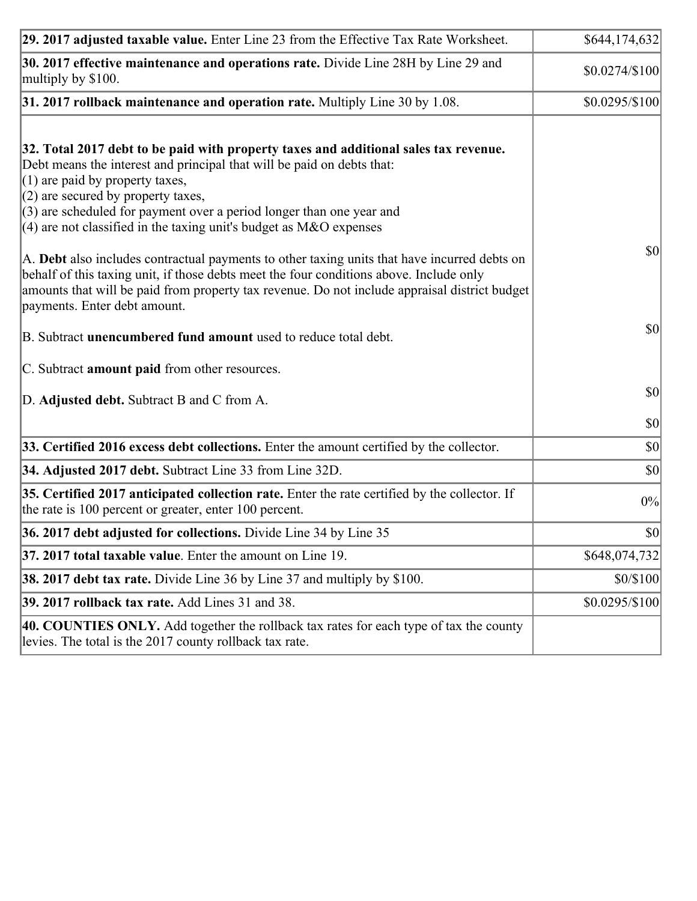| | |
|---|---|
| **29. 2017 adjusted taxable value.** Enter Line 23 from the Effective Tax Rate Worksheet. | $644,174,632 |
| **30. 2017 effective maintenance and operations rate.** Divide Line 28H by Line 29 and multiply by $100. | $0.0274/$100 |
| **31. 2017 rollback maintenance and operation rate.** Multiply Line 30 by 1.08. | $0.0295/$100 |
| **32. Total 2017 debt to be paid with property taxes and additional sales tax revenue.** Debt means the interest and principal that will be paid on debts that:<br>(1) are paid by property taxes,<br>(2) are secured by property taxes,<br>(3) are scheduled for payment over a period longer than one year and<br>(4) are not classified in the taxing unit's budget as M&O expenses<br><br>A. **Debt** also includes contractual payments to other taxing units that have incurred debts on behalf of this taxing unit, if those debts meet the four conditions above. Include only amounts that will be paid from property tax revenue. Do not include appraisal district budget payments. Enter debt amount.<br><br>B. Subtract **unencumbered fund amount** used to reduce total debt.<br><br>C. Subtract **amount paid** from other resources.<br><br>D. **Adjusted debt.** Subtract B and C from A. | $0<br><br>$0<br><br>$0<br><br>$0 |
| **33. Certified 2016 excess debt collections.** Enter the amount certified by the collector. | $0 |
| **34. Adjusted 2017 debt.** Subtract Line 33 from Line 32D. | $0 |
| **35. Certified 2017 anticipated collection rate.** Enter the rate certified by the collector. If the rate is 100 percent or greater, enter 100 percent. | 0% |
| **36. 2017 debt adjusted for collections.** Divide Line 34 by Line 35 | $0 |
| **37. 2017 total taxable value**. Enter the amount on Line 19. | $648,074,732 |
| **38. 2017 debt tax rate.** Divide Line 36 by Line 37 and multiply by $100. | $0/$100 |
| **39. 2017 rollback tax rate.** Add Lines 31 and 38. | $0.0295/$100 |
| **40. COUNTIES ONLY.** Add together the rollback tax rates for each type of tax the county levies. The total is the 2017 county rollback tax rate. | |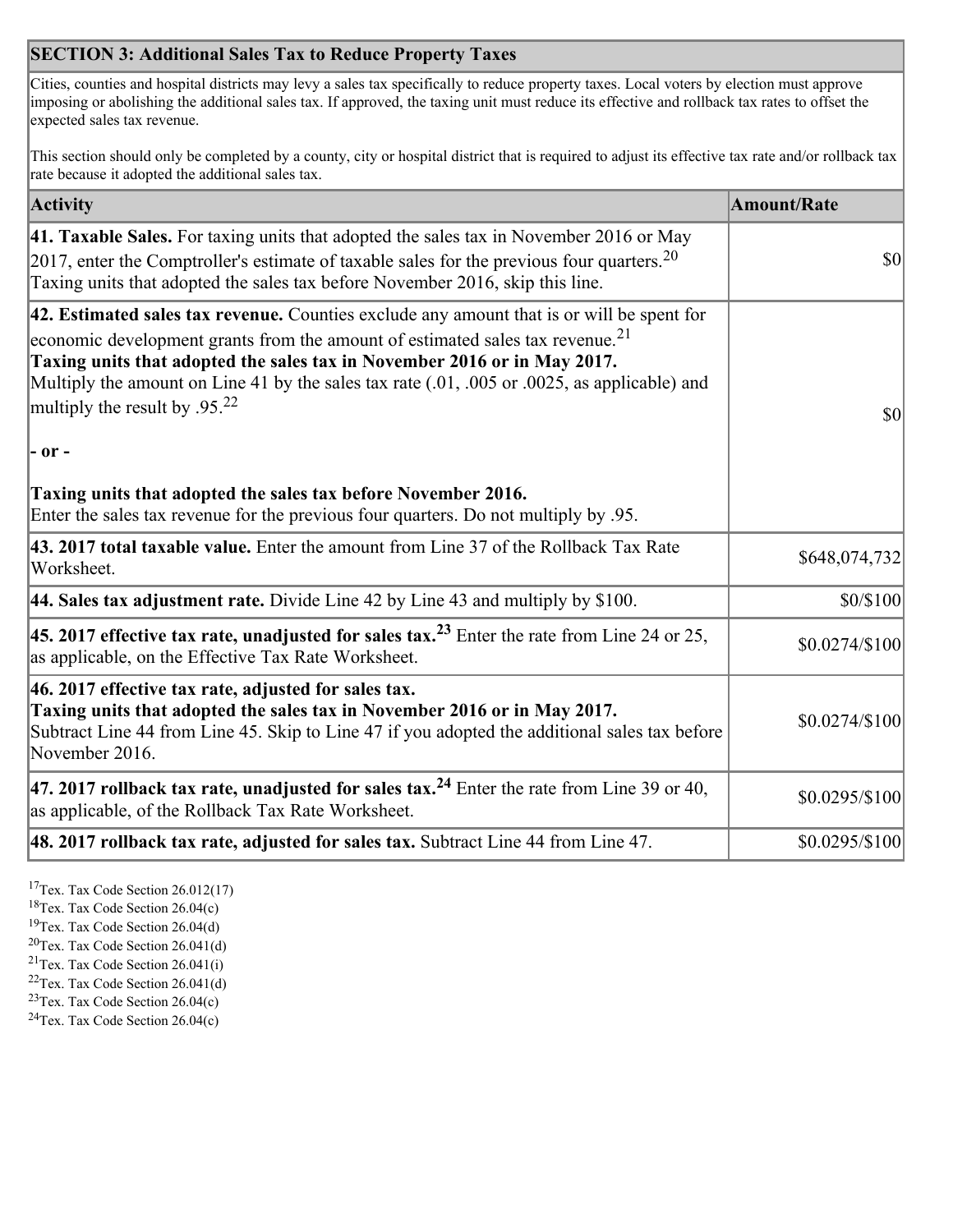## SECTION 3: Additional Sales Tax to Reduce Property Taxes

Cities, counties and hospital districts may levy a sales tax specifically to reduce property taxes. Local voters by election must approve imposing or abolishing the additional sales tax. If approved, the taxing unit must reduce its effective and rollback tax rates to offset the expected sales tax revenue.

This section should only be completed by a county, city or hospital district that is required to adjust its effective tax rate and/or rollback tax rate because it adopted the additional sales tax.

| Activity | Amount/Rate |
|---|---|
| **41. Taxable Sales.** For taxing units that adopted the sales tax in November 2016 or May 2017, enter the Comptroller's estimate of taxable sales for the previous four quarters.[20] Taxing units that adopted the sales tax before November 2016, skip this line. | $0 |
| **42. Estimated sales tax revenue.** Counties exclude any amount that is or will be spent for economic development grants from the amount of estimated sales tax revenue.[21] **Taxing units that adopted the sales tax in November 2016 or in May 2017.** Multiply the amount on Line 41 by the sales tax rate (.01, .005 or .0025, as applicable) and multiply the result by .95.[22] **- or -** **Taxing units that adopted the sales tax before November 2016.** Enter the sales tax revenue for the previous four quarters. Do not multiply by .95. | $0 |
| **43. 2017 total taxable value.** Enter the amount from Line 37 of the Rollback Tax Rate Worksheet. | $648,074,732 |
| **44. Sales tax adjustment rate.** Divide Line 42 by Line 43 and multiply by $100. | $0/$100 |
| **45. 2017 effective tax rate, unadjusted for sales tax.**[23] Enter the rate from Line 24 or 25, as applicable, on the Effective Tax Rate Worksheet. | $0.0274/$100 |
| **46. 2017 effective tax rate, adjusted for sales tax.** **Taxing units that adopted the sales tax in November 2016 or in May 2017.** Subtract Line 44 from Line 45. Skip to Line 47 if you adopted the additional sales tax before November 2016. | $0.0274/$100 |
| **47. 2017 rollback tax rate, unadjusted for sales tax.**[24] Enter the rate from Line 39 or 40, as applicable, of the Rollback Tax Rate Worksheet. | $0.0295/$100 |
| **48. 2017 rollback tax rate, adjusted for sales tax.** Subtract Line 44 from Line 47. | $0.0295/$100 |

[17] Tex. Tax Code Section 26.012(17)
[18] Tex. Tax Code Section 26.04(c)
[19] Tex. Tax Code Section 26.04(d)
[20] Tex. Tax Code Section 26.041(d)
[21] Tex. Tax Code Section 26.041(i)
[22] Tex. Tax Code Section 26.041(d)
[23] Tex. Tax Code Section 26.04(c)
[24] Tex. Tax Code Section 26.04(c)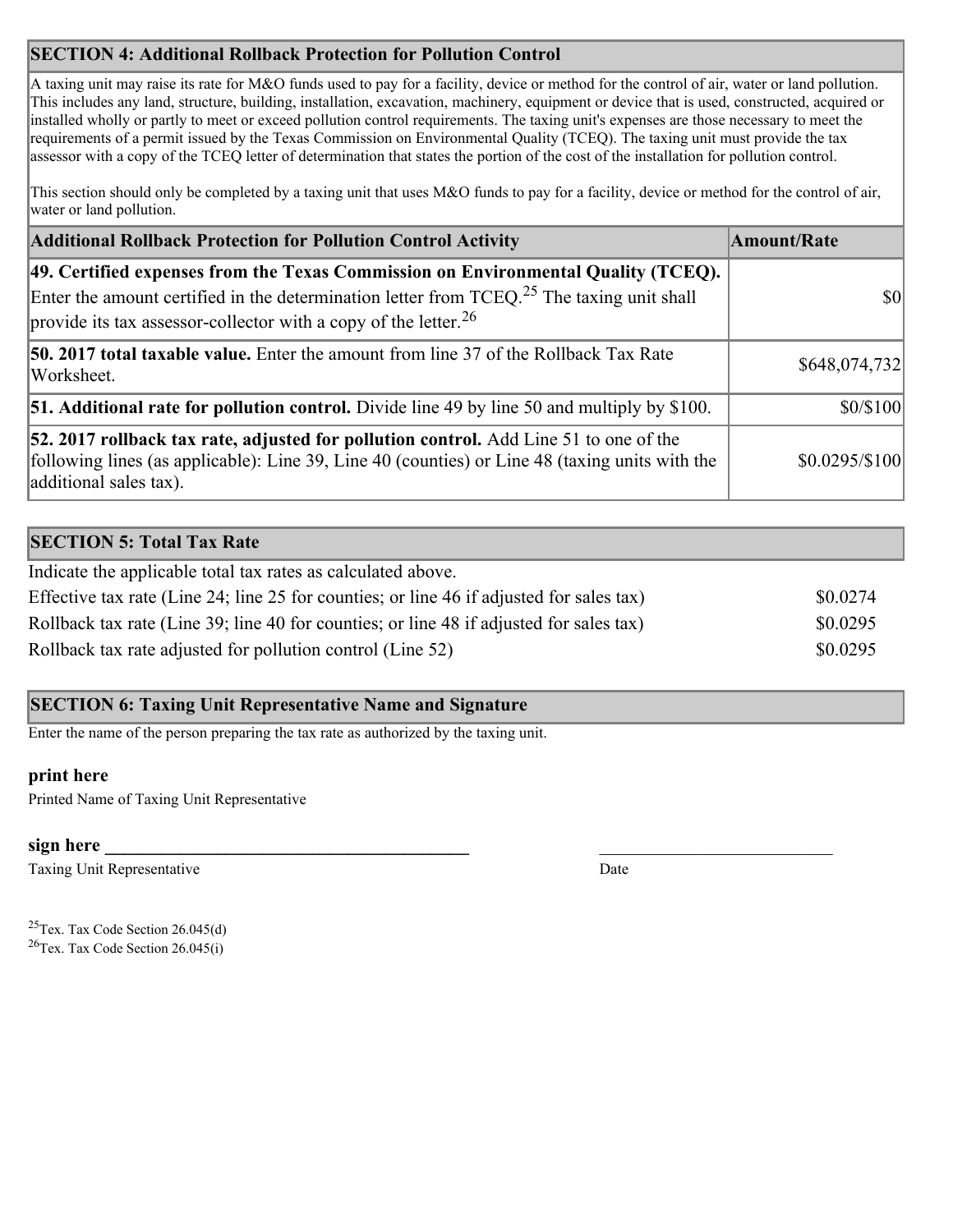## SECTION 4: Additional Rollback Protection for Pollution Control

A taxing unit may raise its rate for M&O funds used to pay for a facility, device or method for the control of air, water or land pollution. This includes any land, structure, building, installation, excavation, machinery, equipment or device that is used, constructed, acquired or installed wholly or partly to meet or exceed pollution control requirements. The taxing unit's expenses are those necessary to meet the requirements of a permit issued by the Texas Commission on Environmental Quality (TCEQ). The taxing unit must provide the tax assessor with a copy of the TCEQ letter of determination that states the portion of the cost of the installation for pollution control.

This section should only be completed by a taxing unit that uses M&O funds to pay for a facility, device or method for the control of air, water or land pollution.

| Additional Rollback Protection for Pollution Control Activity | Amount/Rate |
|---|---|
| **49. Certified expenses from the Texas Commission on Environmental Quality (TCEQ).** Enter the amount certified in the determination letter from TCEQ.[25] The taxing unit shall provide its tax assessor-collector with a copy of the letter.[26] | $0 |
| **50. 2017 total taxable value.** Enter the amount from line 37 of the Rollback Tax Rate Worksheet. | $648,074,732 |
| **51. Additional rate for pollution control.** Divide line 49 by line 50 and multiply by $100. | $0/$100 |
| **52. 2017 rollback tax rate, adjusted for pollution control.** Add Line 51 to one of the following lines (as applicable): Line 39, Line 40 (counties) or Line 48 (taxing units with the additional sales tax). | $0.0295/$100 |

## SECTION 5: Total Tax Rate

Indicate the applicable total tax rates as calculated above.

| | |
|---|---|
| Effective tax rate (Line 24; line 25 for counties; or line 46 if adjusted for sales tax) | $0.0274 |
| Rollback tax rate (Line 39; line 40 for counties; or line 48 if adjusted for sales tax) | $0.0295 |
| Rollback tax rate adjusted for pollution control (Line 52) | $0.0295 |

## SECTION 6: Taxing Unit Representative Name and Signature

Enter the name of the person preparing the tax rate as authorized by the taxing unit.

**print here**

Printed Name of Taxing Unit Representative

**sign here** ________________________________________ ____________________________

Taxing Unit Representative Date

[25]Tex. Tax Code Section 26.045(d)
[26]Tex. Tax Code Section 26.045(i)